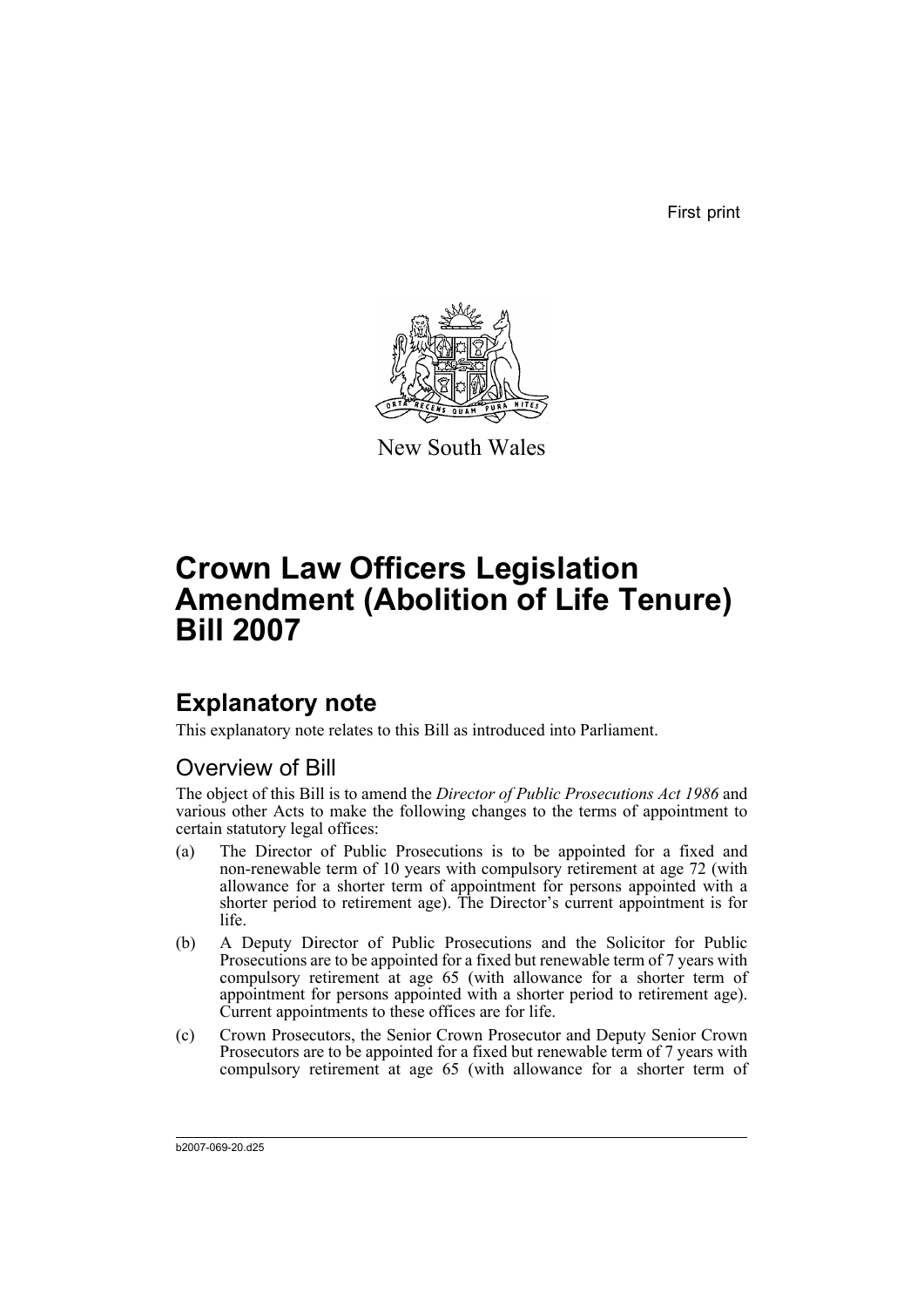First print

New South Wales

# Crown Law Officers Legislation Amendment (Abolition of Life Tenure) Bill 2007

## Explanatory note

This explanatory note relates to this Bill as introduced into Parliament.

### Overview of Bill

The object of this Bill is to amend the *Director of Public Prosecutions Act 1986* and various other Acts to make the following changes to the terms of appointment to certain statutory legal offices:

(a) The Director of Public Prosecutions is to be appointed for a fixed and non-renewable term of 10 years with compulsory retirement at age 72 (with allowance for a shorter term of appointment for persons appointed with a shorter period to retirement age). The Director's current appointment is for life.

(b) A Deputy Director of Public Prosecutions and the Solicitor for Public Prosecutions are to be appointed for a fixed but renewable term of 7 years with compulsory retirement at age 65 (with allowance for a shorter term of appointment for persons appointed with a shorter period to retirement age). Current appointments to these offices are for life.

(c) Crown Prosecutors, the Senior Crown Prosecutor and Deputy Senior Crown Prosecutors are to be appointed for a fixed but renewable term of 7 years with compulsory retirement at age 65 (with allowance for a shorter term of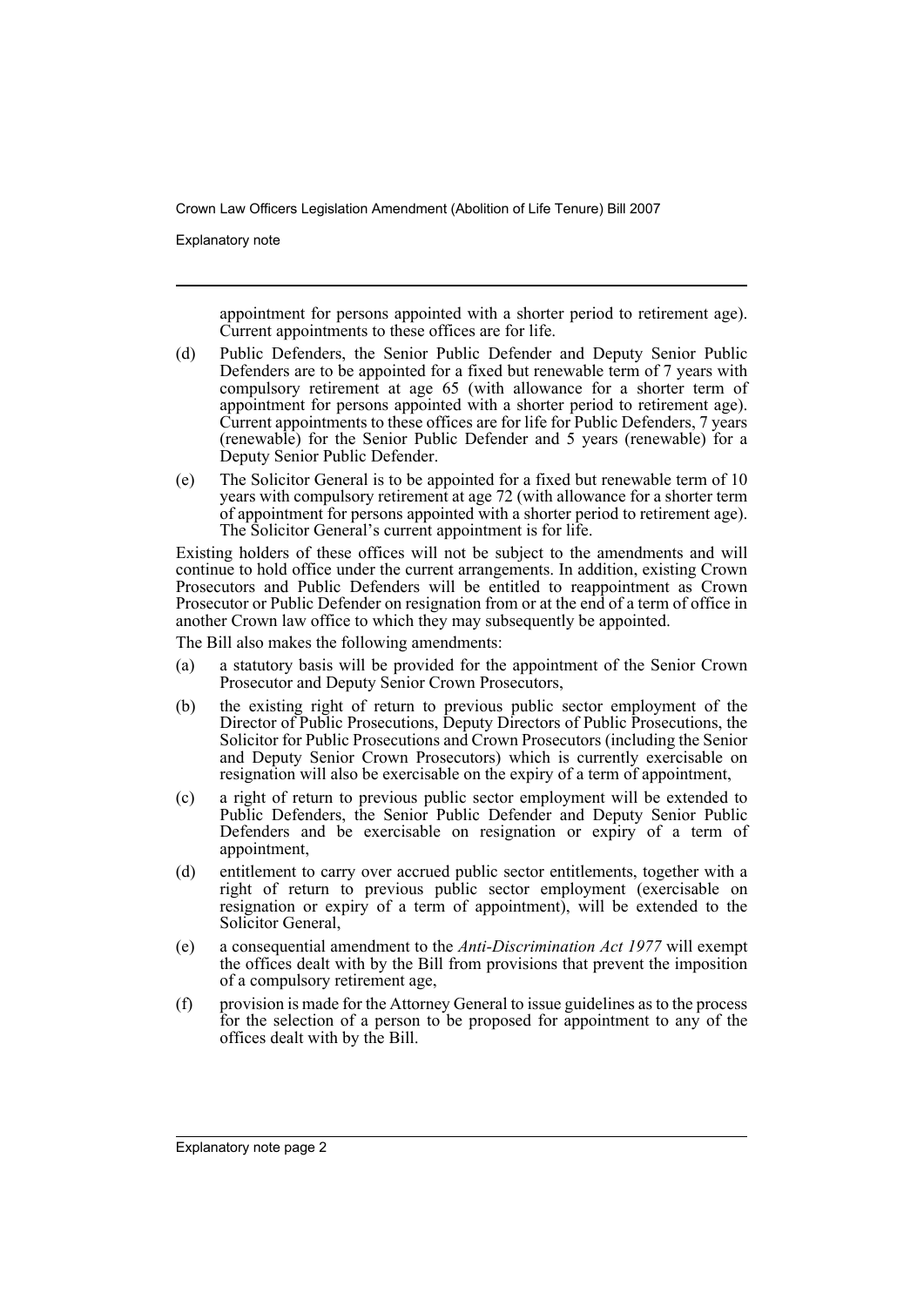appointment for persons appointed with a shorter period to retirement age). Current appointments to these offices are for life.

(d) Public Defenders, the Senior Public Defender and Deputy Senior Public Defenders are to be appointed for a fixed but renewable term of 7 years with compulsory retirement at age 65 (with allowance for a shorter term of appointment for persons appointed with a shorter period to retirement age). Current appointments to these offices are for life for Public Defenders, 7 years (renewable) for the Senior Public Defender and 5 years (renewable) for a Deputy Senior Public Defender.

(e) The Solicitor General is to be appointed for a fixed but renewable term of 10 years with compulsory retirement at age 72 (with allowance for a shorter term of appointment for persons appointed with a shorter period to retirement age). The Solicitor General's current appointment is for life.

Existing holders of these offices will not be subject to the amendments and will continue to hold office under the current arrangements. In addition, existing Crown Prosecutors and Public Defenders will be entitled to reappointment as Crown Prosecutor or Public Defender on resignation from or at the end of a term of office in another Crown law office to which they may subsequently be appointed.

The Bill also makes the following amendments:

(a) a statutory basis will be provided for the appointment of the Senior Crown Prosecutor and Deputy Senior Crown Prosecutors,

(b) the existing right of return to previous public sector employment of the Director of Public Prosecutions, Deputy Directors of Public Prosecutions, the Solicitor for Public Prosecutions and Crown Prosecutors (including the Senior and Deputy Senior Crown Prosecutors) which is currently exercisable on resignation will also be exercisable on the expiry of a term of appointment,

(c) a right of return to previous public sector employment will be extended to Public Defenders, the Senior Public Defender and Deputy Senior Public Defenders and be exercisable on resignation or expiry of a term of appointment,

(d) entitlement to carry over accrued public sector entitlements, together with a right of return to previous public sector employment (exercisable on resignation or expiry of a term of appointment), will be extended to the Solicitor General,

(e) a consequential amendment to the *Anti-Discrimination Act 1977* will exempt the offices dealt with by the Bill from provisions that prevent the imposition of a compulsory retirement age,

(f) provision is made for the Attorney General to issue guidelines as to the process for the selection of a person to be proposed for appointment to any of the offices dealt with by the Bill.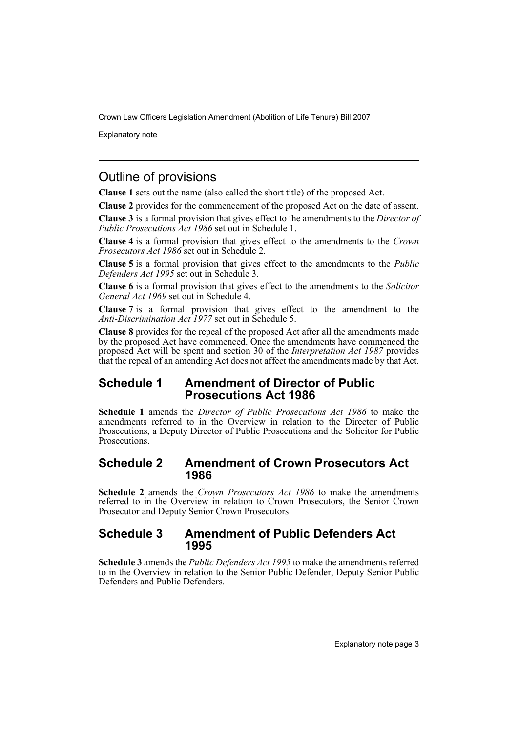## Outline of provisions

**Clause 1** sets out the name (also called the short title) of the proposed Act.

**Clause 2** provides for the commencement of the proposed Act on the date of assent.

**Clause 3** is a formal provision that gives effect to the amendments to the *Director of Public Prosecutions Act 1986* set out in Schedule 1.

**Clause 4** is a formal provision that gives effect to the amendments to the *Crown Prosecutors Act 1986* set out in Schedule 2.

**Clause 5** is a formal provision that gives effect to the amendments to the *Public Defenders Act 1995* set out in Schedule 3.

**Clause 6** is a formal provision that gives effect to the amendments to the *Solicitor General Act 1969* set out in Schedule 4.

**Clause 7** is a formal provision that gives effect to the amendment to the *Anti-Discrimination Act 1977* set out in Schedule 5.

**Clause 8** provides for the repeal of the proposed Act after all the amendments made by the proposed Act have commenced. Once the amendments have commenced the proposed Act will be spent and section 30 of the *Interpretation Act 1987* provides that the repeal of an amending Act does not affect the amendments made by that Act.

### Schedule 1 Amendment of Director of Public Prosecutions Act 1986

**Schedule 1** amends the *Director of Public Prosecutions Act 1986* to make the amendments referred to in the Overview in relation to the Director of Public Prosecutions, a Deputy Director of Public Prosecutions and the Solicitor for Public Prosecutions.

### Schedule 2 Amendment of Crown Prosecutors Act 1986

**Schedule 2** amends the *Crown Prosecutors Act 1986* to make the amendments referred to in the Overview in relation to Crown Prosecutors, the Senior Crown Prosecutor and Deputy Senior Crown Prosecutors.

### Schedule 3 Amendment of Public Defenders Act 1995

**Schedule 3** amends the *Public Defenders Act 1995* to make the amendments referred to in the Overview in relation to the Senior Public Defender, Deputy Senior Public Defenders and Public Defenders.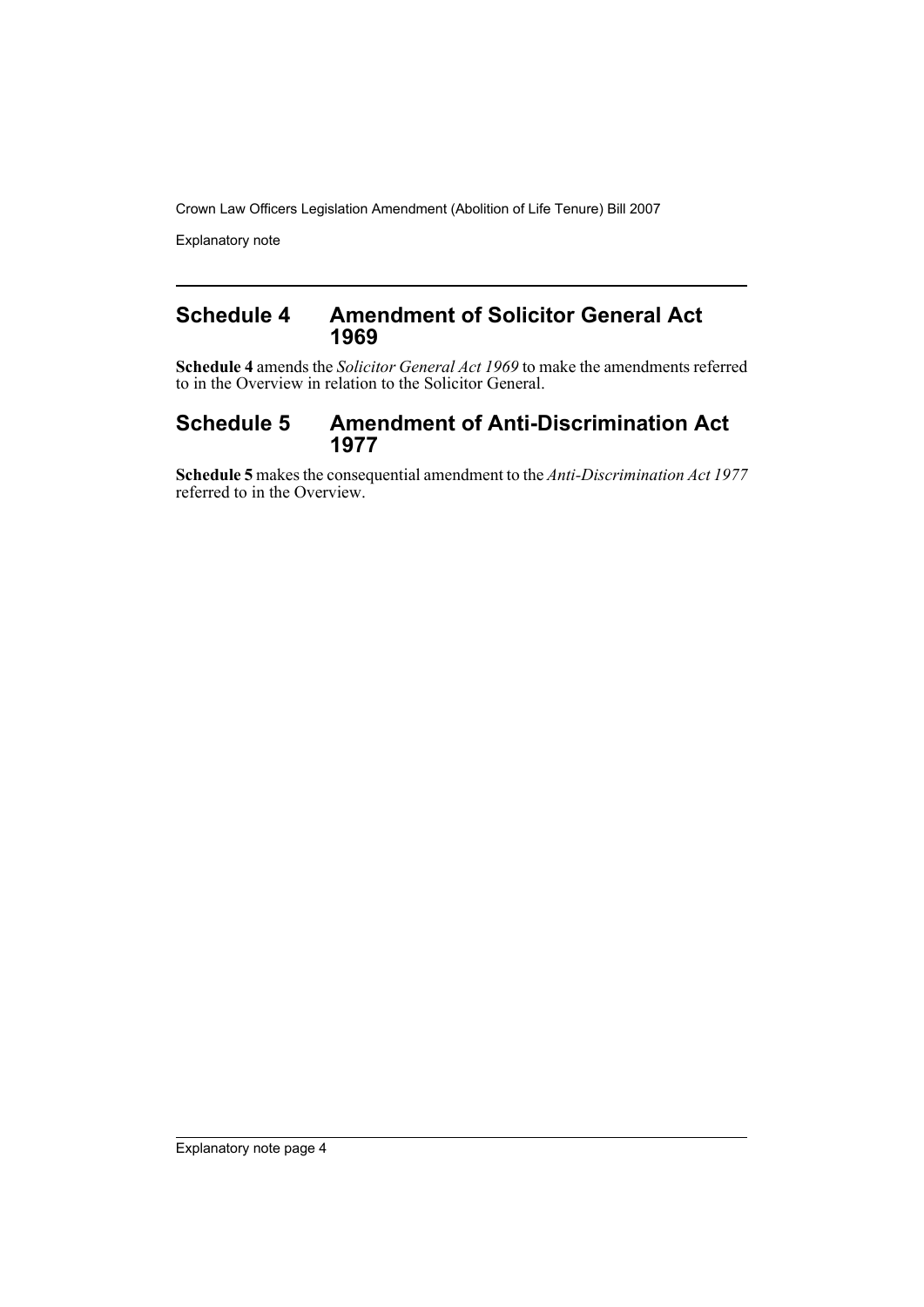## Schedule 4 Amendment of Solicitor General Act 1969

**Schedule 4** amends the *Solicitor General Act 1969* to make the amendments referred to in the Overview in relation to the Solicitor General.

## Schedule 5 Amendment of Anti-Discrimination Act 1977

**Schedule 5** makes the consequential amendment to the *Anti-Discrimination Act 1977* referred to in the Overview.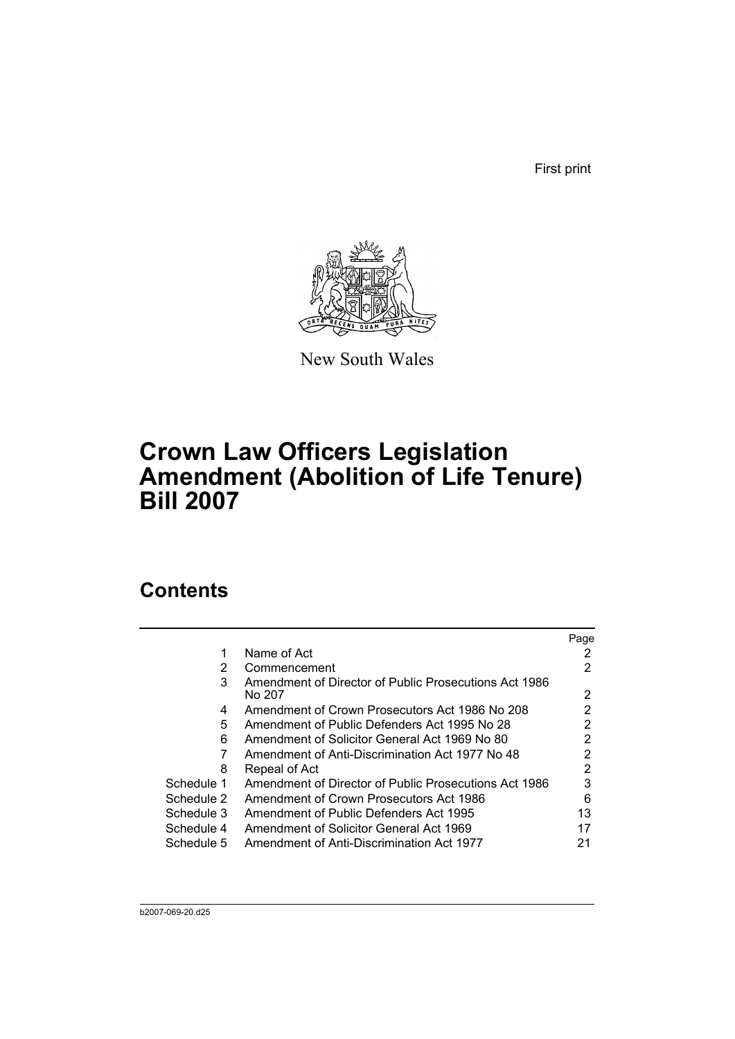First print

New South Wales

# Crown Law Officers Legislation Amendment (Abolition of Life Tenure) Bill 2007

## Contents

| | | Page |
|---|---|---|
| 1 | Name of Act | 2 |
| 2 | Commencement | 2 |
| 3 | Amendment of Director of Public Prosecutions Act 1986 No 207 | 2 |
| 4 | Amendment of Crown Prosecutors Act 1986 No 208 | 2 |
| 5 | Amendment of Public Defenders Act 1995 No 28 | 2 |
| 6 | Amendment of Solicitor General Act 1969 No 80 | 2 |
| 7 | Amendment of Anti-Discrimination Act 1977 No 48 | 2 |
| 8 | Repeal of Act | 2 |
| Schedule 1 | Amendment of Director of Public Prosecutions Act 1986 | 3 |
| Schedule 2 | Amendment of Crown Prosecutors Act 1986 | 6 |
| Schedule 3 | Amendment of Public Defenders Act 1995 | 13 |
| Schedule 4 | Amendment of Solicitor General Act 1969 | 17 |
| Schedule 5 | Amendment of Anti-Discrimination Act 1977 | 21 |

b2007-069-20.d25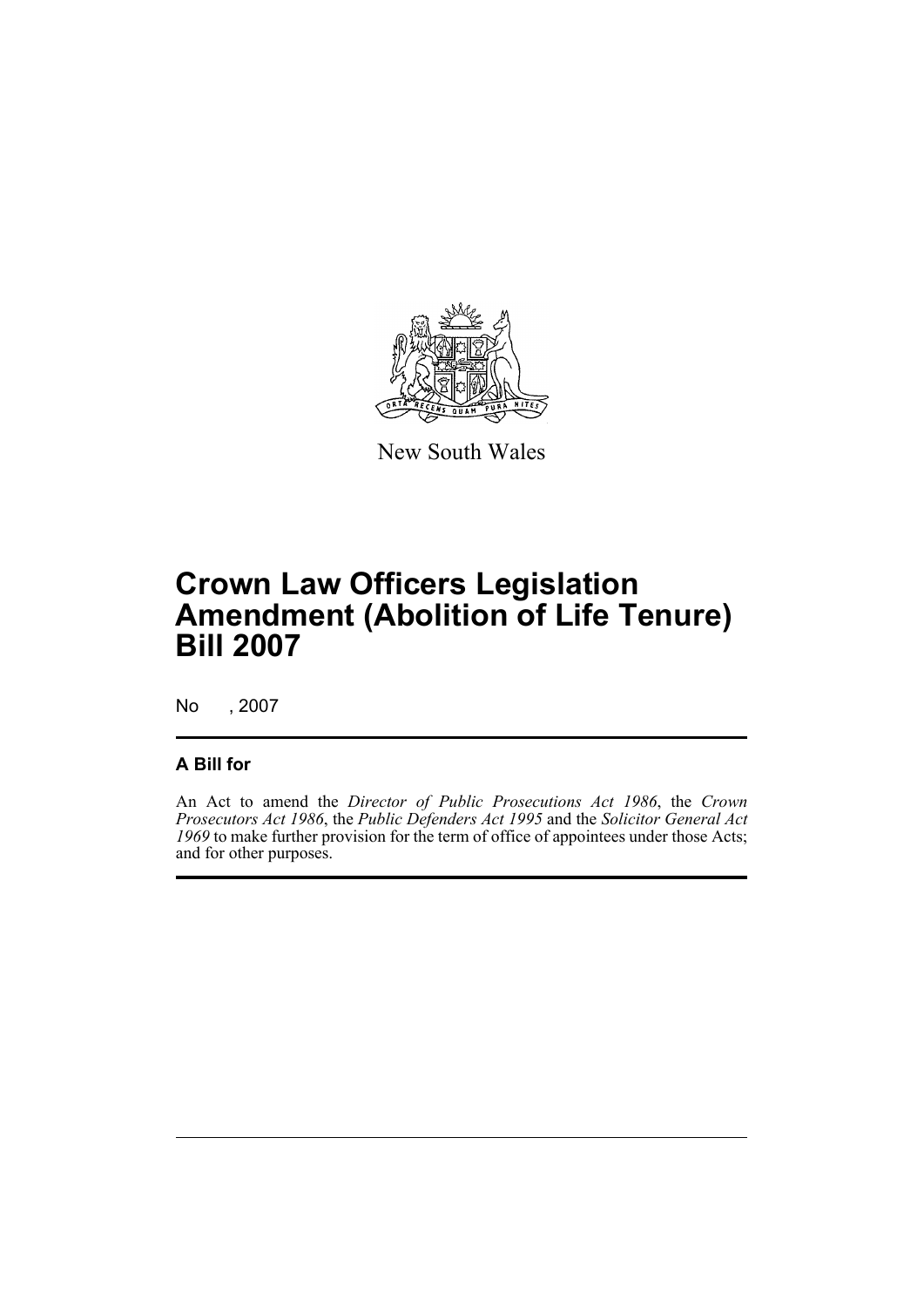New South Wales

# Crown Law Officers Legislation Amendment (Abolition of Life Tenure) Bill 2007

No , 2007

## A Bill for

An Act to amend the *Director of Public Prosecutions Act 1986*, the *Crown Prosecutors Act 1986*, the *Public Defenders Act 1995* and the *Solicitor General Act 1969* to make further provision for the term of office of appointees under those Acts; and for other purposes.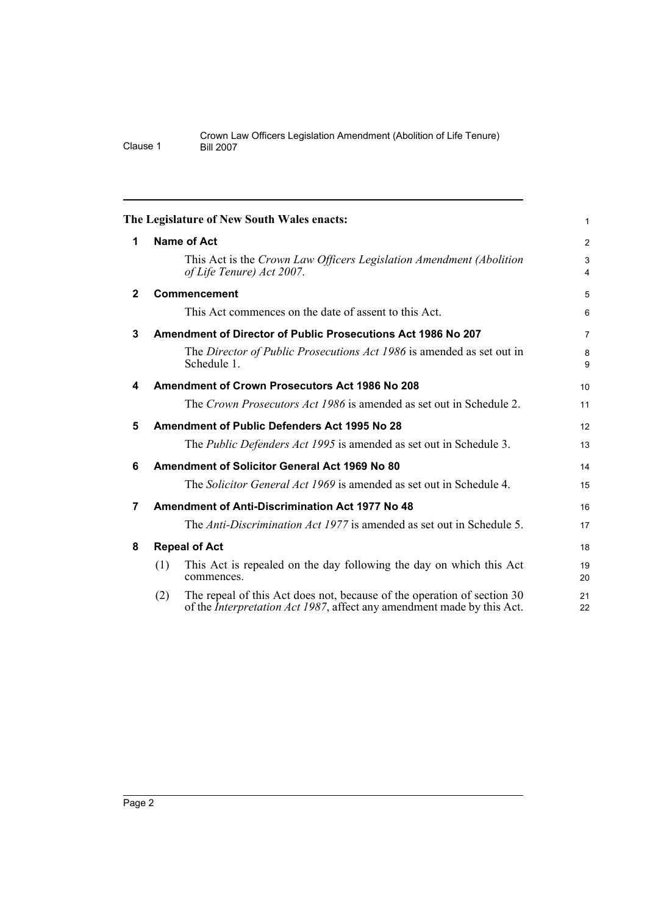**The Legislature of New South Wales enacts:**

## 1 Name of Act

This Act is the *Crown Law Officers Legislation Amendment (Abolition of Life Tenure) Act 2007*.

## 2 Commencement

This Act commences on the date of assent to this Act.

## 3 Amendment of Director of Public Prosecutions Act 1986 No 207

The *Director of Public Prosecutions Act 1986* is amended as set out in Schedule 1.

## 4 Amendment of Crown Prosecutors Act 1986 No 208

The *Crown Prosecutors Act 1986* is amended as set out in Schedule 2.

## 5 Amendment of Public Defenders Act 1995 No 28

The *Public Defenders Act 1995* is amended as set out in Schedule 3.

## 6 Amendment of Solicitor General Act 1969 No 80

The *Solicitor General Act 1969* is amended as set out in Schedule 4.

## 7 Amendment of Anti-Discrimination Act 1977 No 48

The *Anti-Discrimination Act 1977* is amended as set out in Schedule 5.

## 8 Repeal of Act

(1) This Act is repealed on the day following the day on which this Act commences.

(2) The repeal of this Act does not, because of the operation of section 30 of the *Interpretation Act 1987*, affect any amendment made by this Act.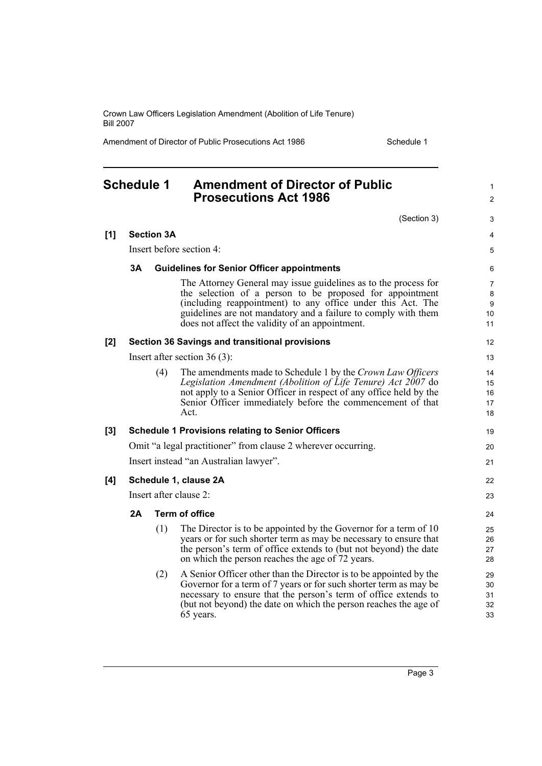# Schedule 1 Amendment of Director of Public Prosecutions Act 1986

(Section 3)

**[1] Section 3A**

Insert before section 4:

### 3A Guidelines for Senior Officer appointments

The Attorney General may issue guidelines as to the process for the selection of a person to be proposed for appointment (including reappointment) to any office under this Act. The guidelines are not mandatory and a failure to comply with them does not affect the validity of an appointment.

**[2] Section 36 Savings and transitional provisions**

Insert after section 36 (3):

(4) The amendments made to Schedule 1 by the *Crown Law Officers Legislation Amendment (Abolition of Life Tenure) Act 2007* do not apply to a Senior Officer in respect of any office held by the Senior Officer immediately before the commencement of that Act.

**[3] Schedule 1 Provisions relating to Senior Officers**

Omit "a legal practitioner" from clause 2 wherever occurring.

Insert instead "an Australian lawyer".

**[4] Schedule 1, clause 2A**

Insert after clause 2:

### 2A Term of office

(1) The Director is to be appointed by the Governor for a term of 10 years or for such shorter term as may be necessary to ensure that the person's term of office extends to (but not beyond) the date on which the person reaches the age of 72 years.

(2) A Senior Officer other than the Director is to be appointed by the Governor for a term of 7 years or for such shorter term as may be necessary to ensure that the person's term of office extends to (but not beyond) the date on which the person reaches the age of 65 years.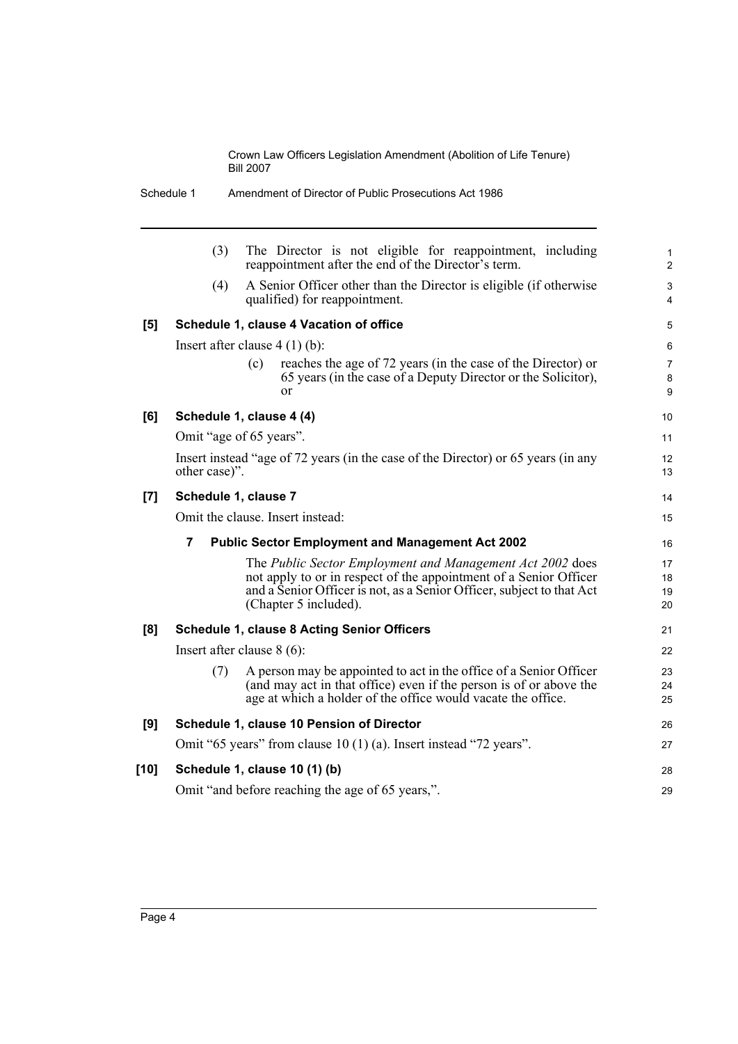(3) The Director is not eligible for reappointment, including reappointment after the end of the Director's term.

(4) A Senior Officer other than the Director is eligible (if otherwise qualified) for reappointment.

**[5] Schedule 1, clause 4 Vacation of office**

Insert after clause 4 (1) (b):

(c) reaches the age of 72 years (in the case of the Director) or 65 years (in the case of a Deputy Director or the Solicitor), or

**[6] Schedule 1, clause 4 (4)**

Omit "age of 65 years".

Insert instead "age of 72 years (in the case of the Director) or 65 years (in any other case)".

**[7] Schedule 1, clause 7**

Omit the clause. Insert instead:

**7 Public Sector Employment and Management Act 2002**

The *Public Sector Employment and Management Act 2002* does not apply to or in respect of the appointment of a Senior Officer and a Senior Officer is not, as a Senior Officer, subject to that Act (Chapter 5 included).

**[8] Schedule 1, clause 8 Acting Senior Officers**

Insert after clause 8 (6):

(7) A person may be appointed to act in the office of a Senior Officer (and may act in that office) even if the person is of or above the age at which a holder of the office would vacate the office.

**[9] Schedule 1, clause 10 Pension of Director**

Omit "65 years" from clause 10 (1) (a). Insert instead "72 years".

**[10] Schedule 1, clause 10 (1) (b)**

Omit "and before reaching the age of 65 years,".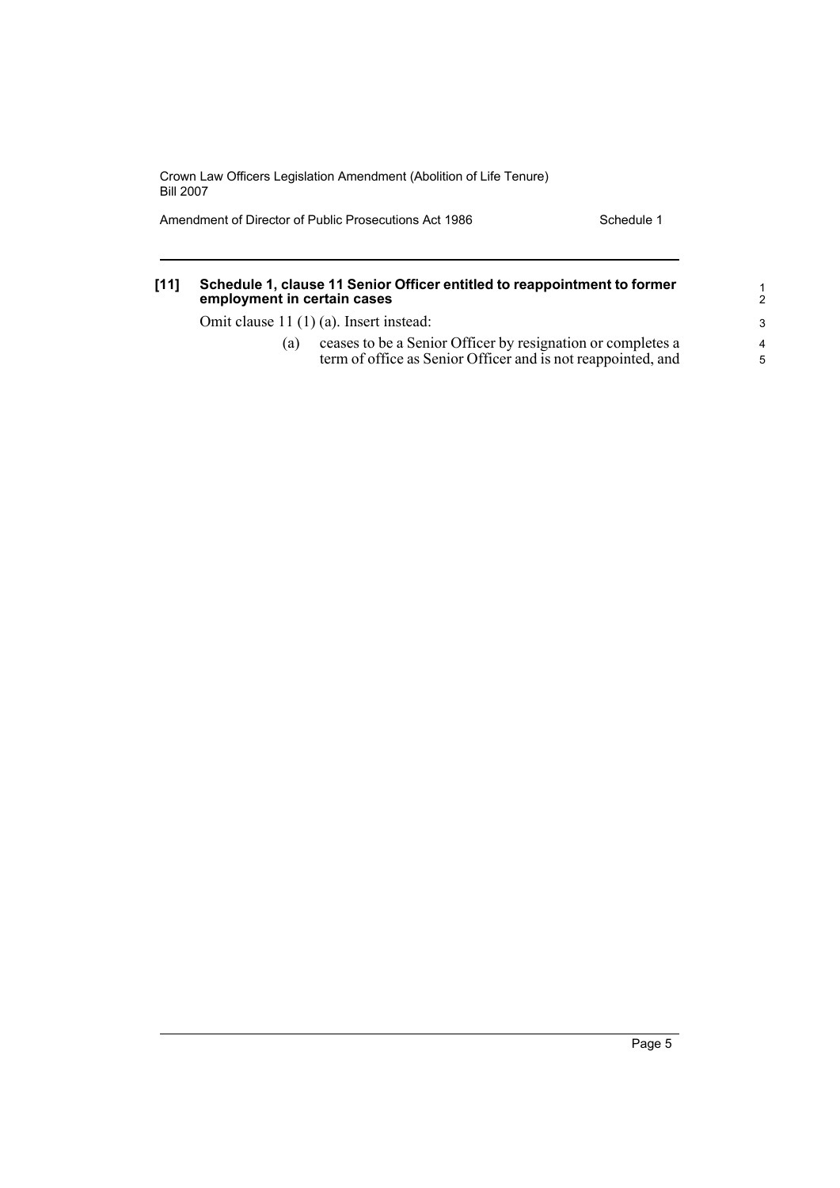**[11] Schedule 1, clause 11 Senior Officer entitled to reappointment to former employment in certain cases**

Omit clause 11 (1) (a). Insert instead:

(a) ceases to be a Senior Officer by resignation or completes a term of office as Senior Officer and is not reappointed, and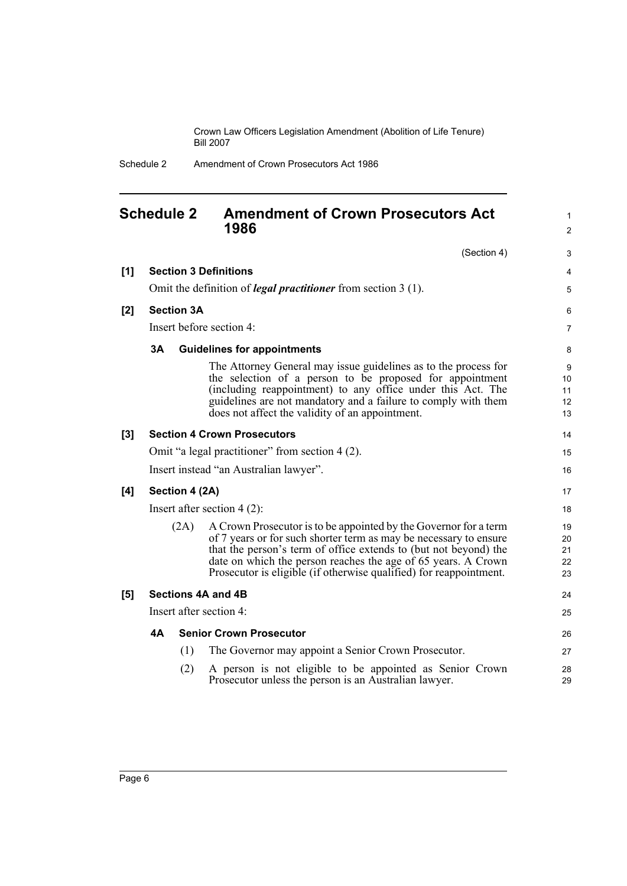## Schedule 2 Amendment of Crown Prosecutors Act 1986

(Section 4)

**[1] Section 3 Definitions**

Omit the definition of ***legal practitioner*** from section 3 (1).

**[2] Section 3A**

Insert before section 4:

**3A Guidelines for appointments**

The Attorney General may issue guidelines as to the process for the selection of a person to be proposed for appointment (including reappointment) to any office under this Act. The guidelines are not mandatory and a failure to comply with them does not affect the validity of an appointment.

**[3] Section 4 Crown Prosecutors**

Omit "a legal practitioner" from section 4 (2).

Insert instead "an Australian lawyer".

**[4] Section 4 (2A)**

Insert after section 4 (2):

(2A) A Crown Prosecutor is to be appointed by the Governor for a term of 7 years or for such shorter term as may be necessary to ensure that the person's term of office extends to (but not beyond) the date on which the person reaches the age of 65 years. A Crown Prosecutor is eligible (if otherwise qualified) for reappointment.

**[5] Sections 4A and 4B**

Insert after section 4:

**4A Senior Crown Prosecutor**

(1) The Governor may appoint a Senior Crown Prosecutor.

(2) A person is not eligible to be appointed as Senior Crown Prosecutor unless the person is an Australian lawyer.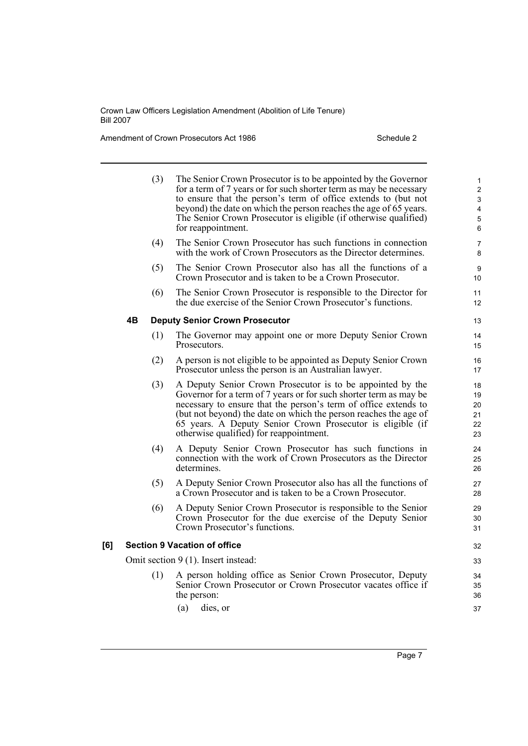(3) The Senior Crown Prosecutor is to be appointed by the Governor for a term of 7 years or for such shorter term as may be necessary to ensure that the person's term of office extends to (but not beyond) the date on which the person reaches the age of 65 years. The Senior Crown Prosecutor is eligible (if otherwise qualified) for reappointment.

(4) The Senior Crown Prosecutor has such functions in connection with the work of Crown Prosecutors as the Director determines.

(5) The Senior Crown Prosecutor also has all the functions of a Crown Prosecutor and is taken to be a Crown Prosecutor.

(6) The Senior Crown Prosecutor is responsible to the Director for the due exercise of the Senior Crown Prosecutor's functions.

### 4B Deputy Senior Crown Prosecutor

(1) The Governor may appoint one or more Deputy Senior Crown Prosecutors.

(2) A person is not eligible to be appointed as Deputy Senior Crown Prosecutor unless the person is an Australian lawyer.

(3) A Deputy Senior Crown Prosecutor is to be appointed by the Governor for a term of 7 years or for such shorter term as may be necessary to ensure that the person's term of office extends to (but not beyond) the date on which the person reaches the age of 65 years. A Deputy Senior Crown Prosecutor is eligible (if otherwise qualified) for reappointment.

(4) A Deputy Senior Crown Prosecutor has such functions in connection with the work of Crown Prosecutors as the Director determines.

(5) A Deputy Senior Crown Prosecutor also has all the functions of a Crown Prosecutor and is taken to be a Crown Prosecutor.

(6) A Deputy Senior Crown Prosecutor is responsible to the Senior Crown Prosecutor for the due exercise of the Deputy Senior Crown Prosecutor's functions.

### [6] Section 9 Vacation of office

Omit section 9 (1). Insert instead:

(1) A person holding office as Senior Crown Prosecutor, Deputy Senior Crown Prosecutor or Crown Prosecutor vacates office if the person:

(a) dies, or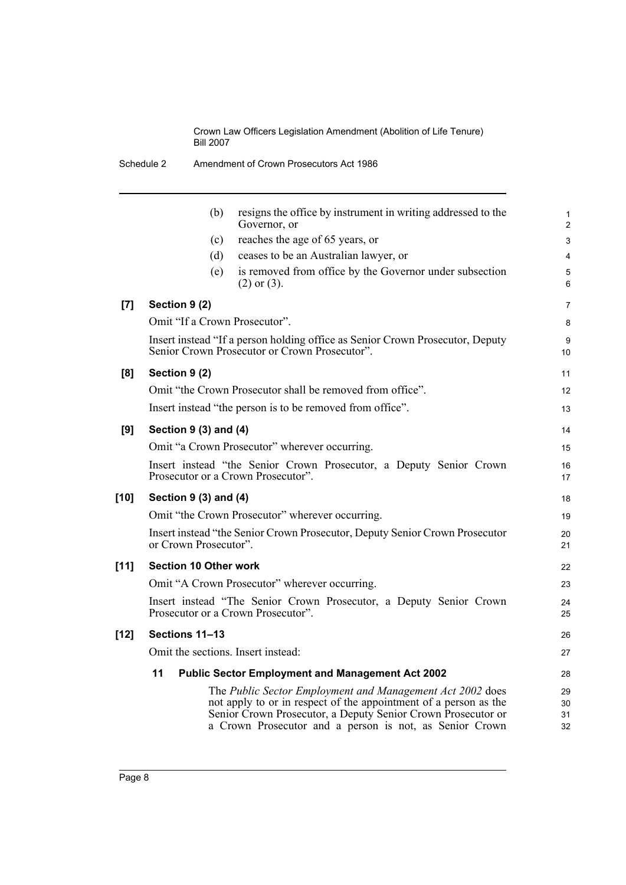(b) resigns the office by instrument in writing addressed to the Governor, or

(c) reaches the age of 65 years, or

(d) ceases to be an Australian lawyer, or

(e) is removed from office by the Governor under subsection (2) or (3).

**[7] Section 9 (2)**

Omit "If a Crown Prosecutor".

Insert instead "If a person holding office as Senior Crown Prosecutor, Deputy Senior Crown Prosecutor or Crown Prosecutor".

**[8] Section 9 (2)**

Omit "the Crown Prosecutor shall be removed from office".

Insert instead "the person is to be removed from office".

**[9] Section 9 (3) and (4)**

Omit "a Crown Prosecutor" wherever occurring.

Insert instead "the Senior Crown Prosecutor, a Deputy Senior Crown Prosecutor or a Crown Prosecutor".

**[10] Section 9 (3) and (4)**

Omit "the Crown Prosecutor" wherever occurring.

Insert instead "the Senior Crown Prosecutor, Deputy Senior Crown Prosecutor or Crown Prosecutor".

**[11] Section 10 Other work**

Omit "A Crown Prosecutor" wherever occurring.

Insert instead "The Senior Crown Prosecutor, a Deputy Senior Crown Prosecutor or a Crown Prosecutor".

**[12] Sections 11–13**

Omit the sections. Insert instead:

**11 Public Sector Employment and Management Act 2002**

The *Public Sector Employment and Management Act 2002* does not apply to or in respect of the appointment of a person as the Senior Crown Prosecutor, a Deputy Senior Crown Prosecutor or a Crown Prosecutor and a person is not, as Senior Crown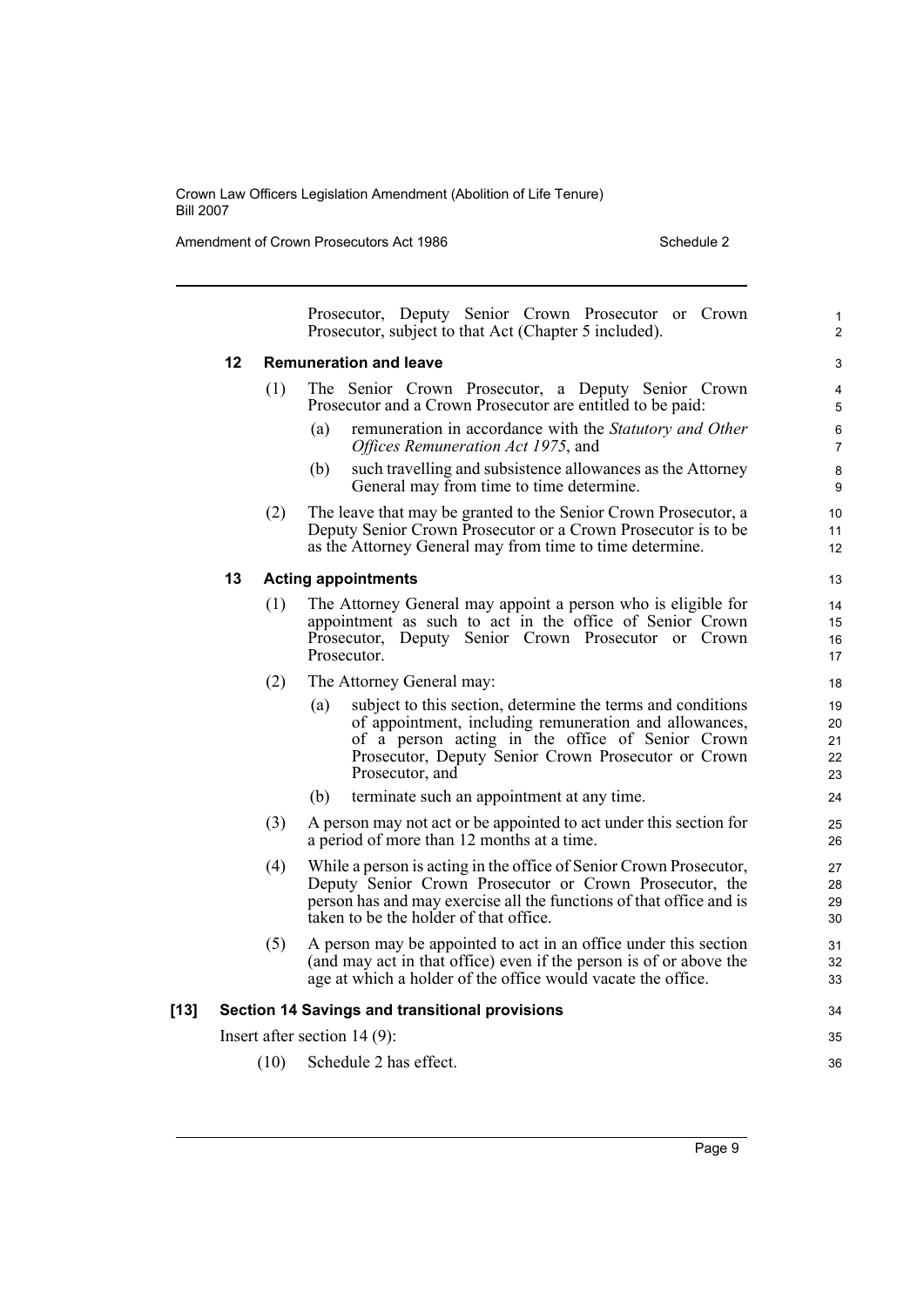Prosecutor, Deputy Senior Crown Prosecutor or Crown Prosecutor, subject to that Act (Chapter 5 included).

### 12 Remuneration and leave

(1) The Senior Crown Prosecutor, a Deputy Senior Crown Prosecutor and a Crown Prosecutor are entitled to be paid:

(a) remuneration in accordance with the *Statutory and Other Offices Remuneration Act 1975*, and

(b) such travelling and subsistence allowances as the Attorney General may from time to time determine.

(2) The leave that may be granted to the Senior Crown Prosecutor, a Deputy Senior Crown Prosecutor or a Crown Prosecutor is to be as the Attorney General may from time to time determine.

### 13 Acting appointments

(1) The Attorney General may appoint a person who is eligible for appointment as such to act in the office of Senior Crown Prosecutor, Deputy Senior Crown Prosecutor or Crown Prosecutor.

(2) The Attorney General may:

(a) subject to this section, determine the terms and conditions of appointment, including remuneration and allowances, of a person acting in the office of Senior Crown Prosecutor, Deputy Senior Crown Prosecutor or Crown Prosecutor, and

(b) terminate such an appointment at any time.

(3) A person may not act or be appointed to act under this section for a period of more than 12 months at a time.

(4) While a person is acting in the office of Senior Crown Prosecutor, Deputy Senior Crown Prosecutor or Crown Prosecutor, the person has and may exercise all the functions of that office and is taken to be the holder of that office.

(5) A person may be appointed to act in an office under this section (and may act in that office) even if the person is of or above the age at which a holder of the office would vacate the office.

## [13] Section 14 Savings and transitional provisions

Insert after section 14 (9):

(10) Schedule 2 has effect.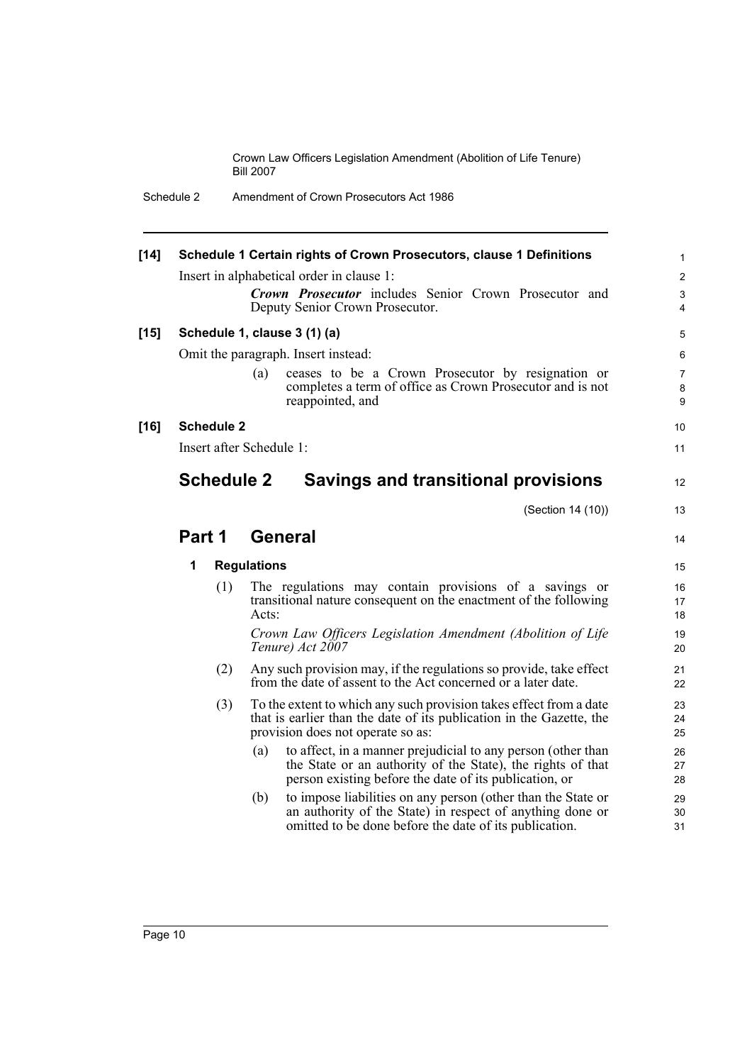**[14] Schedule 1 Certain rights of Crown Prosecutors, clause 1 Definitions**

Insert in alphabetical order in clause 1:

> ***Crown Prosecutor*** includes Senior Crown Prosecutor and Deputy Senior Crown Prosecutor.

**[15] Schedule 1, clause 3 (1) (a)**

Omit the paragraph. Insert instead:

> (a) ceases to be a Crown Prosecutor by resignation or completes a term of office as Crown Prosecutor and is not reappointed, and

**[16] Schedule 2**

Insert after Schedule 1:

## Schedule 2 Savings and transitional provisions

(Section 14 (10))

## Part 1 General

### 1 Regulations

(1) The regulations may contain provisions of a savings or transitional nature consequent on the enactment of the following Acts:

*Crown Law Officers Legislation Amendment (Abolition of Life Tenure) Act 2007*

(2) Any such provision may, if the regulations so provide, take effect from the date of assent to the Act concerned or a later date.

(3) To the extent to which any such provision takes effect from a date that is earlier than the date of its publication in the Gazette, the provision does not operate so as:

(a) to affect, in a manner prejudicial to any person (other than the State or an authority of the State), the rights of that person existing before the date of its publication, or

(b) to impose liabilities on any person (other than the State or an authority of the State) in respect of anything done or omitted to be done before the date of its publication.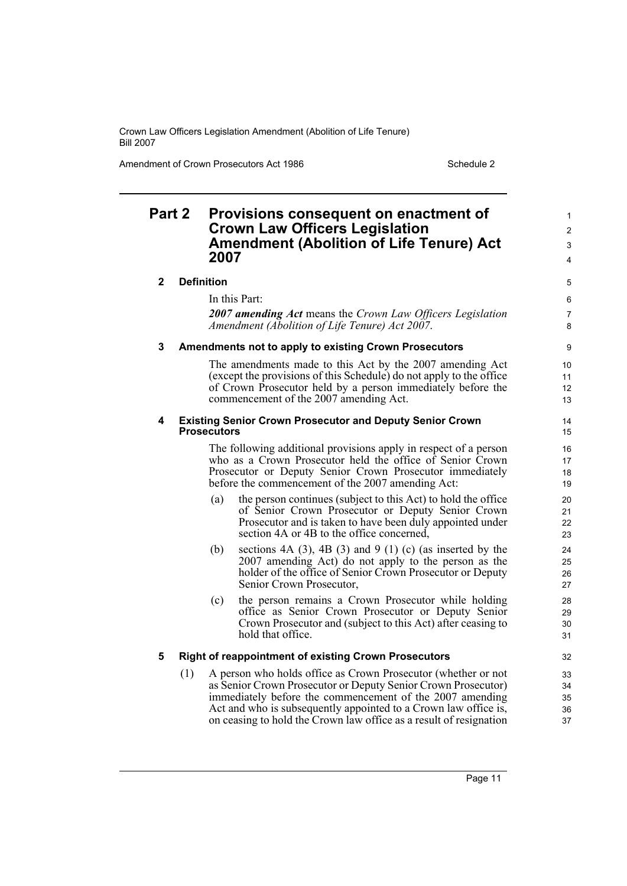## Part 2 Provisions consequent on enactment of Crown Law Officers Legislation Amendment (Abolition of Life Tenure) Act 2007

### 2 Definition

In this Part:

***2007 amending Act*** means the *Crown Law Officers Legislation Amendment (Abolition of Life Tenure) Act 2007*.

### 3 Amendments not to apply to existing Crown Prosecutors

The amendments made to this Act by the 2007 amending Act (except the provisions of this Schedule) do not apply to the office of Crown Prosecutor held by a person immediately before the commencement of the 2007 amending Act.

### 4 Existing Senior Crown Prosecutor and Deputy Senior Crown Prosecutors

The following additional provisions apply in respect of a person who as a Crown Prosecutor held the office of Senior Crown Prosecutor or Deputy Senior Crown Prosecutor immediately before the commencement of the 2007 amending Act:

(a) the person continues (subject to this Act) to hold the office of Senior Crown Prosecutor or Deputy Senior Crown Prosecutor and is taken to have been duly appointed under section 4A or 4B to the office concerned,

(b) sections 4A (3), 4B (3) and 9 (1) (c) (as inserted by the 2007 amending Act) do not apply to the person as the holder of the office of Senior Crown Prosecutor or Deputy Senior Crown Prosecutor,

(c) the person remains a Crown Prosecutor while holding office as Senior Crown Prosecutor or Deputy Senior Crown Prosecutor and (subject to this Act) after ceasing to hold that office.

### 5 Right of reappointment of existing Crown Prosecutors

(1) A person who holds office as Crown Prosecutor (whether or not as Senior Crown Prosecutor or Deputy Senior Crown Prosecutor) immediately before the commencement of the 2007 amending Act and who is subsequently appointed to a Crown law office is, on ceasing to hold the Crown law office as a result of resignation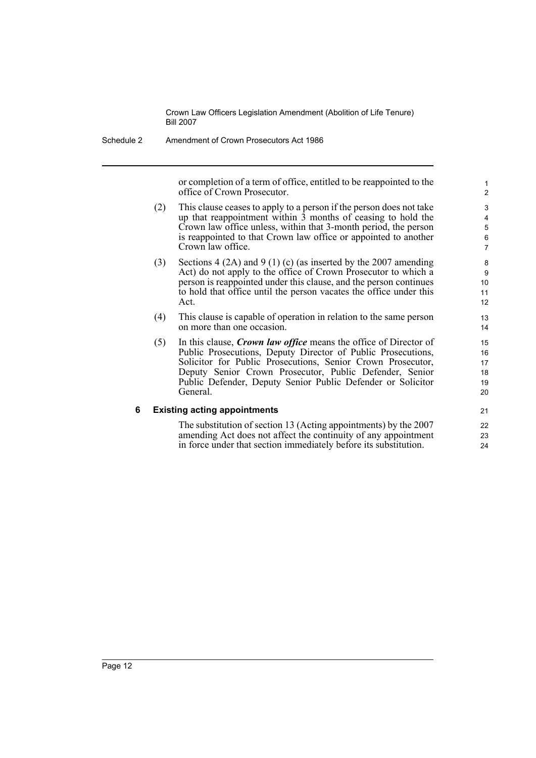or completion of a term of office, entitled to be reappointed to the office of Crown Prosecutor.

(2) This clause ceases to apply to a person if the person does not take up that reappointment within 3 months of ceasing to hold the Crown law office unless, within that 3-month period, the person is reappointed to that Crown law office or appointed to another Crown law office.

(3) Sections 4 (2A) and 9 (1) (c) (as inserted by the 2007 amending Act) do not apply to the office of Crown Prosecutor to which a person is reappointed under this clause, and the person continues to hold that office until the person vacates the office under this Act.

(4) This clause is capable of operation in relation to the same person on more than one occasion.

(5) In this clause, ***Crown law office*** means the office of Director of Public Prosecutions, Deputy Director of Public Prosecutions, Solicitor for Public Prosecutions, Senior Crown Prosecutor, Deputy Senior Crown Prosecutor, Public Defender, Senior Public Defender, Deputy Senior Public Defender or Solicitor General.

### 6 Existing acting appointments

The substitution of section 13 (Acting appointments) by the 2007 amending Act does not affect the continuity of any appointment in force under that section immediately before its substitution.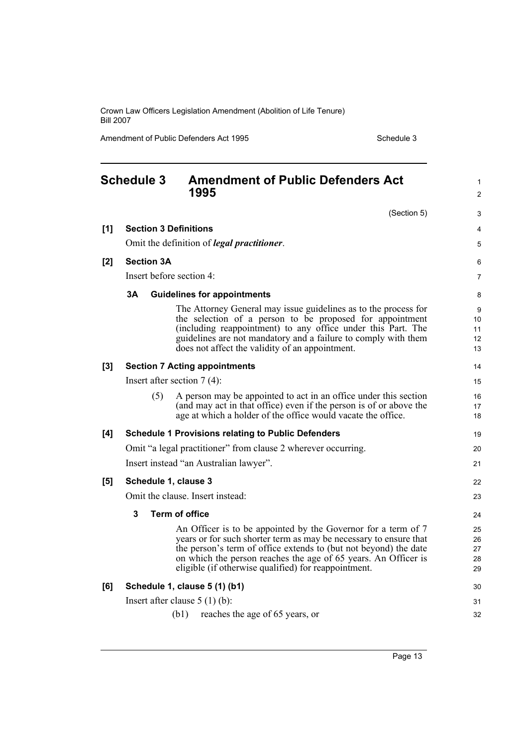## Schedule 3 Amendment of Public Defenders Act 1995

(Section 5)

**[1] Section 3 Definitions**

Omit the definition of ***legal practitioner***.

**[2] Section 3A**

Insert before section 4:

**3A Guidelines for appointments**

The Attorney General may issue guidelines as to the process for the selection of a person to be proposed for appointment (including reappointment) to any office under this Part. The guidelines are not mandatory and a failure to comply with them does not affect the validity of an appointment.

**[3] Section 7 Acting appointments**

Insert after section 7 (4):

(5) A person may be appointed to act in an office under this section (and may act in that office) even if the person is of or above the age at which a holder of the office would vacate the office.

**[4] Schedule 1 Provisions relating to Public Defenders**

Omit "a legal practitioner" from clause 2 wherever occurring.

Insert instead "an Australian lawyer".

**[5] Schedule 1, clause 3**

Omit the clause. Insert instead:

**3 Term of office**

An Officer is to be appointed by the Governor for a term of 7 years or for such shorter term as may be necessary to ensure that the person's term of office extends to (but not beyond) the date on which the person reaches the age of 65 years. An Officer is eligible (if otherwise qualified) for reappointment.

**[6] Schedule 1, clause 5 (1) (b1)**

Insert after clause 5 (1) (b):

(b1) reaches the age of 65 years, or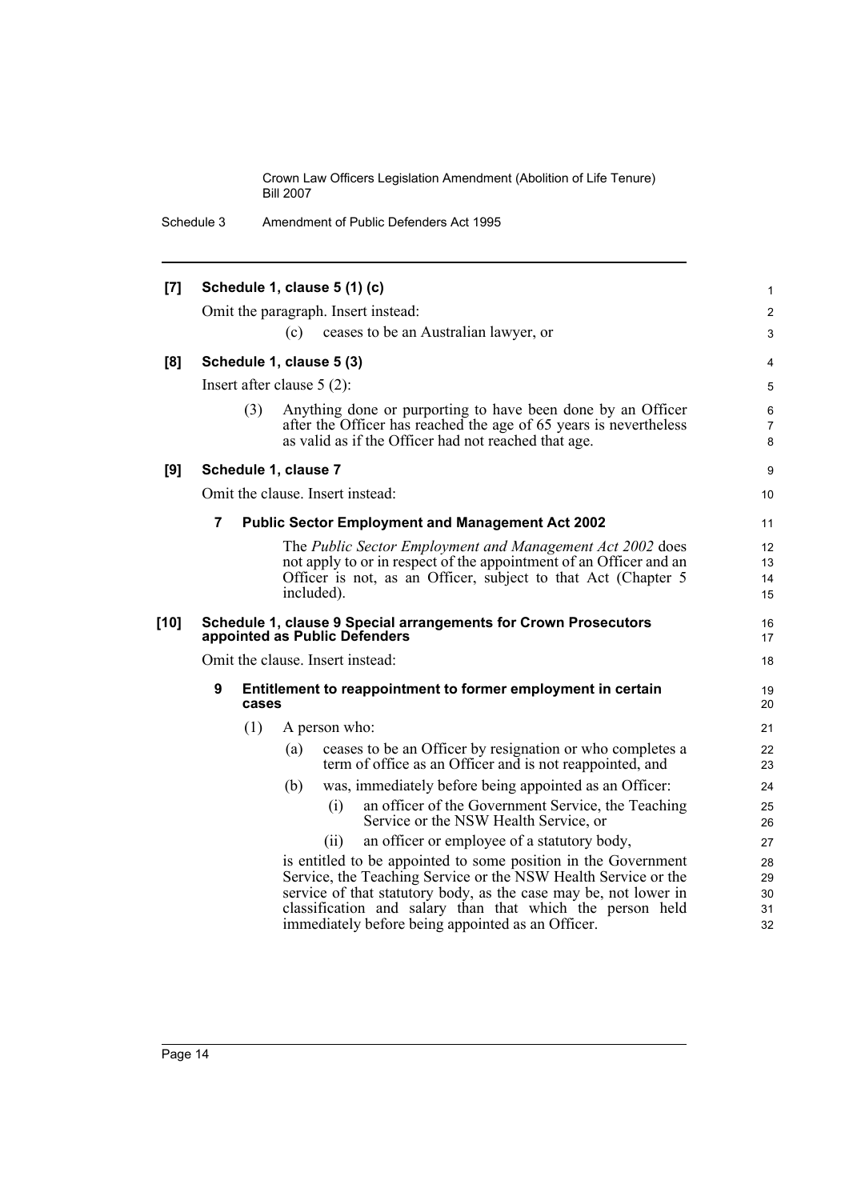**[7] Schedule 1, clause 5 (1) (c)**

Omit the paragraph. Insert instead:

(c) ceases to be an Australian lawyer, or

**[8] Schedule 1, clause 5 (3)**

Insert after clause 5 (2):

(3) Anything done or purporting to have been done by an Officer after the Officer has reached the age of 65 years is nevertheless as valid as if the Officer had not reached that age.

**[9] Schedule 1, clause 7**

Omit the clause. Insert instead:

**7 Public Sector Employment and Management Act 2002**

The *Public Sector Employment and Management Act 2002* does not apply to or in respect of the appointment of an Officer and an Officer is not, as an Officer, subject to that Act (Chapter 5 included).

**[10] Schedule 1, clause 9 Special arrangements for Crown Prosecutors appointed as Public Defenders**

Omit the clause. Insert instead:

**9 Entitlement to reappointment to former employment in certain cases**

(1) A person who:

(a) ceases to be an Officer by resignation or who completes a term of office as an Officer and is not reappointed, and

(b) was, immediately before being appointed as an Officer:

(i) an officer of the Government Service, the Teaching Service or the NSW Health Service, or

(ii) an officer or employee of a statutory body,

is entitled to be appointed to some position in the Government Service, the Teaching Service or the NSW Health Service or the service of that statutory body, as the case may be, not lower in classification and salary than that which the person held immediately before being appointed as an Officer.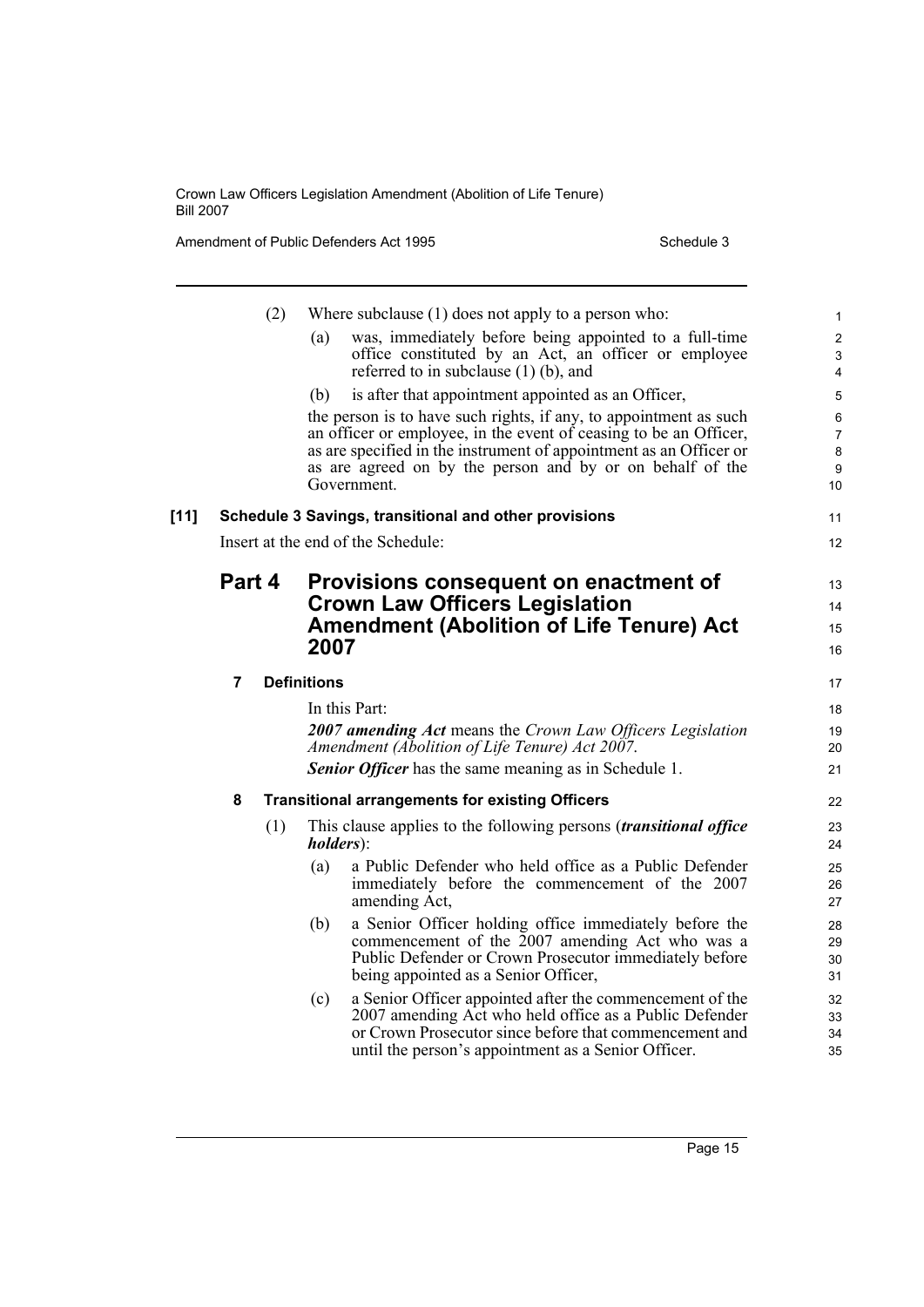(2) Where subclause (1) does not apply to a person who:

(a) was, immediately before being appointed to a full-time office constituted by an Act, an officer or employee referred to in subclause (1) (b), and

(b) is after that appointment appointed as an Officer,

the person is to have such rights, if any, to appointment as such an officer or employee, in the event of ceasing to be an Officer, as are specified in the instrument of appointment as an Officer or as are agreed on by the person and by or on behalf of the Government.

**[11] Schedule 3 Savings, transitional and other provisions**

Insert at the end of the Schedule:

## Part 4 Provisions consequent on enactment of Crown Law Officers Legislation Amendment (Abolition of Life Tenure) Act 2007

**7 Definitions**

In this Part:

***2007 amending Act*** means the *Crown Law Officers Legislation Amendment (Abolition of Life Tenure) Act 2007*.

***Senior Officer*** has the same meaning as in Schedule 1.

**8 Transitional arrangements for existing Officers**

(1) This clause applies to the following persons (***transitional office holders***):

(a) a Public Defender who held office as a Public Defender immediately before the commencement of the 2007 amending Act,

(b) a Senior Officer holding office immediately before the commencement of the 2007 amending Act who was a Public Defender or Crown Prosecutor immediately before being appointed as a Senior Officer,

(c) a Senior Officer appointed after the commencement of the 2007 amending Act who held office as a Public Defender or Crown Prosecutor since before that commencement and until the person's appointment as a Senior Officer.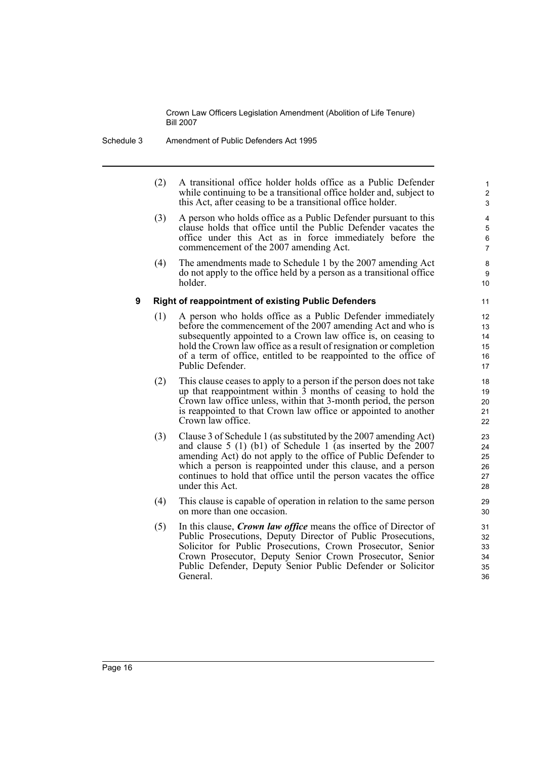(2) A transitional office holder holds office as a Public Defender while continuing to be a transitional office holder and, subject to this Act, after ceasing to be a transitional office holder.

(3) A person who holds office as a Public Defender pursuant to this clause holds that office until the Public Defender vacates the office under this Act as in force immediately before the commencement of the 2007 amending Act.

(4) The amendments made to Schedule 1 by the 2007 amending Act do not apply to the office held by a person as a transitional office holder.

### 9 Right of reappointment of existing Public Defenders

(1) A person who holds office as a Public Defender immediately before the commencement of the 2007 amending Act and who is subsequently appointed to a Crown law office is, on ceasing to hold the Crown law office as a result of resignation or completion of a term of office, entitled to be reappointed to the office of Public Defender.

(2) This clause ceases to apply to a person if the person does not take up that reappointment within 3 months of ceasing to hold the Crown law office unless, within that 3-month period, the person is reappointed to that Crown law office or appointed to another Crown law office.

(3) Clause 3 of Schedule 1 (as substituted by the 2007 amending Act) and clause 5 (1) (b1) of Schedule 1 (as inserted by the 2007 amending Act) do not apply to the office of Public Defender to which a person is reappointed under this clause, and a person continues to hold that office until the person vacates the office under this Act.

(4) This clause is capable of operation in relation to the same person on more than one occasion.

(5) In this clause, ***Crown law office*** means the office of Director of Public Prosecutions, Deputy Director of Public Prosecutions, Solicitor for Public Prosecutions, Crown Prosecutor, Senior Crown Prosecutor, Deputy Senior Crown Prosecutor, Senior Public Defender, Deputy Senior Public Defender or Solicitor General.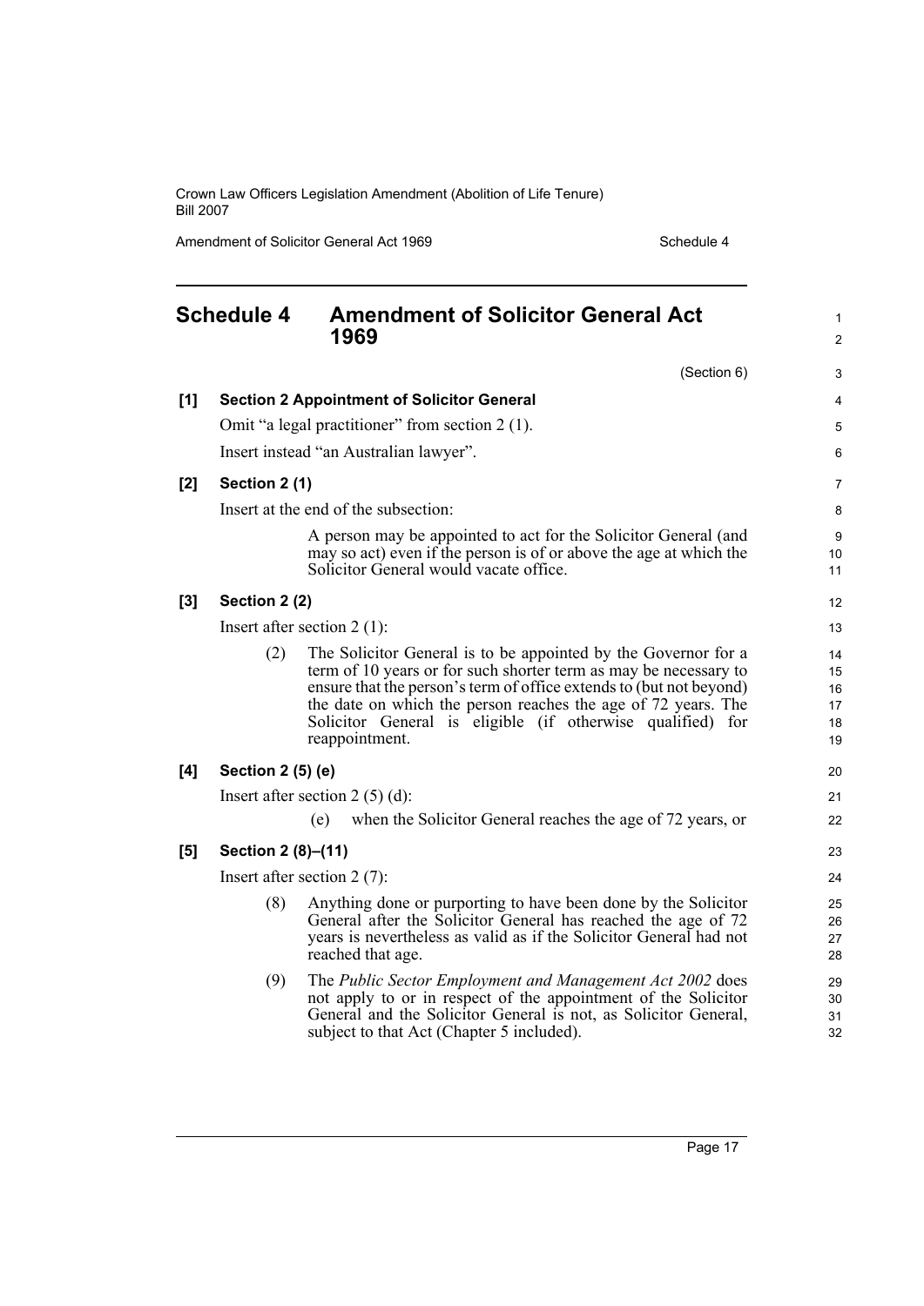## Schedule 4 Amendment of Solicitor General Act 1969

(Section 6)

**[1] Section 2 Appointment of Solicitor General**

Omit "a legal practitioner" from section 2 (1).

Insert instead "an Australian lawyer".

**[2] Section 2 (1)**

Insert at the end of the subsection:

A person may be appointed to act for the Solicitor General (and may so act) even if the person is of or above the age at which the Solicitor General would vacate office.

**[3] Section 2 (2)**

Insert after section 2 (1):

(2) The Solicitor General is to be appointed by the Governor for a term of 10 years or for such shorter term as may be necessary to ensure that the person's term of office extends to (but not beyond) the date on which the person reaches the age of 72 years. The Solicitor General is eligible (if otherwise qualified) for reappointment.

**[4] Section 2 (5) (e)**

Insert after section 2 (5) (d):

(e) when the Solicitor General reaches the age of 72 years, or

**[5] Section 2 (8)–(11)**

Insert after section 2 (7):

(8) Anything done or purporting to have been done by the Solicitor General after the Solicitor General has reached the age of 72 years is nevertheless as valid as if the Solicitor General had not reached that age.

(9) The *Public Sector Employment and Management Act 2002* does not apply to or in respect of the appointment of the Solicitor General and the Solicitor General is not, as Solicitor General, subject to that Act (Chapter 5 included).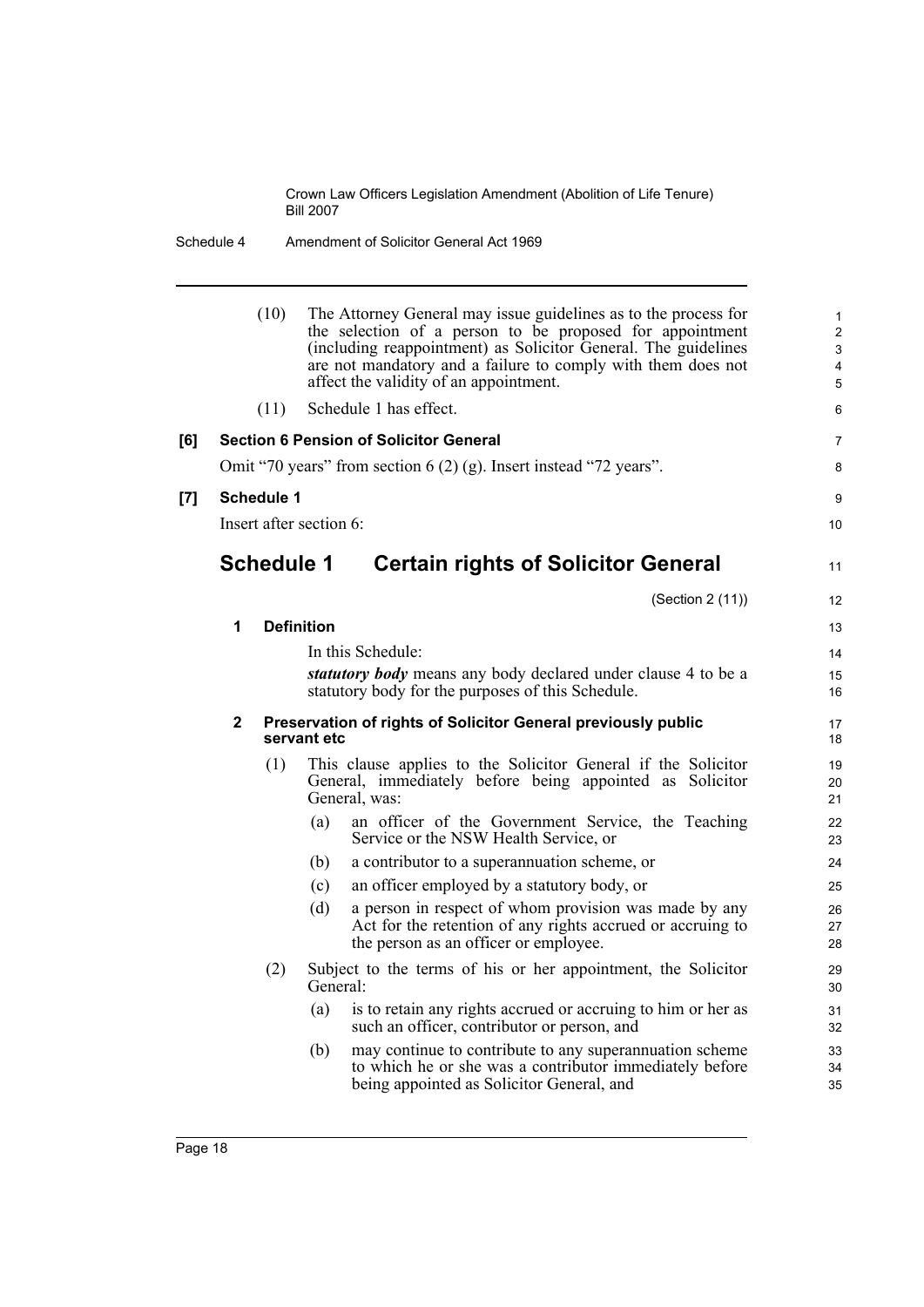(10) The Attorney General may issue guidelines as to the process for the selection of a person to be proposed for appointment (including reappointment) as Solicitor General. The guidelines are not mandatory and a failure to comply with them does not affect the validity of an appointment.

(11) Schedule 1 has effect.

**[6] Section 6 Pension of Solicitor General**

Omit "70 years" from section 6 (2) (g). Insert instead "72 years".

**[7] Schedule 1**

Insert after section 6:

## Schedule 1 Certain rights of Solicitor General

(Section 2 (11))

**1 Definition**

In this Schedule:

***statutory body*** means any body declared under clause 4 to be a statutory body for the purposes of this Schedule.

**2 Preservation of rights of Solicitor General previously public servant etc**

(1) This clause applies to the Solicitor General if the Solicitor General, immediately before being appointed as Solicitor General, was:

(a) an officer of the Government Service, the Teaching Service or the NSW Health Service, or

(b) a contributor to a superannuation scheme, or

(c) an officer employed by a statutory body, or

(d) a person in respect of whom provision was made by any Act for the retention of any rights accrued or accruing to the person as an officer or employee.

(2) Subject to the terms of his or her appointment, the Solicitor General:

(a) is to retain any rights accrued or accruing to him or her as such an officer, contributor or person, and

(b) may continue to contribute to any superannuation scheme to which he or she was a contributor immediately before being appointed as Solicitor General, and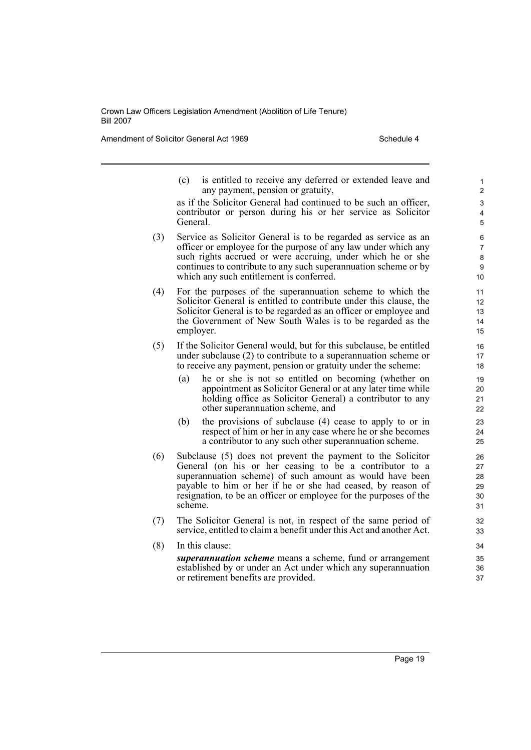(c) is entitled to receive any deferred or extended leave and any payment, pension or gratuity,

as if the Solicitor General had continued to be such an officer, contributor or person during his or her service as Solicitor General.

(3) Service as Solicitor General is to be regarded as service as an officer or employee for the purpose of any law under which any such rights accrued or were accruing, under which he or she continues to contribute to any such superannuation scheme or by which any such entitlement is conferred.

(4) For the purposes of the superannuation scheme to which the Solicitor General is entitled to contribute under this clause, the Solicitor General is to be regarded as an officer or employee and the Government of New South Wales is to be regarded as the employer.

(5) If the Solicitor General would, but for this subclause, be entitled under subclause (2) to contribute to a superannuation scheme or to receive any payment, pension or gratuity under the scheme:

(a) he or she is not so entitled on becoming (whether on appointment as Solicitor General or at any later time while holding office as Solicitor General) a contributor to any other superannuation scheme, and

(b) the provisions of subclause (4) cease to apply to or in respect of him or her in any case where he or she becomes a contributor to any such other superannuation scheme.

(6) Subclause (5) does not prevent the payment to the Solicitor General (on his or her ceasing to be a contributor to a superannuation scheme) of such amount as would have been payable to him or her if he or she had ceased, by reason of resignation, to be an officer or employee for the purposes of the scheme.

(7) The Solicitor General is not, in respect of the same period of service, entitled to claim a benefit under this Act and another Act.

(8) In this clause:

***superannuation scheme*** means a scheme, fund or arrangement established by or under an Act under which any superannuation or retirement benefits are provided.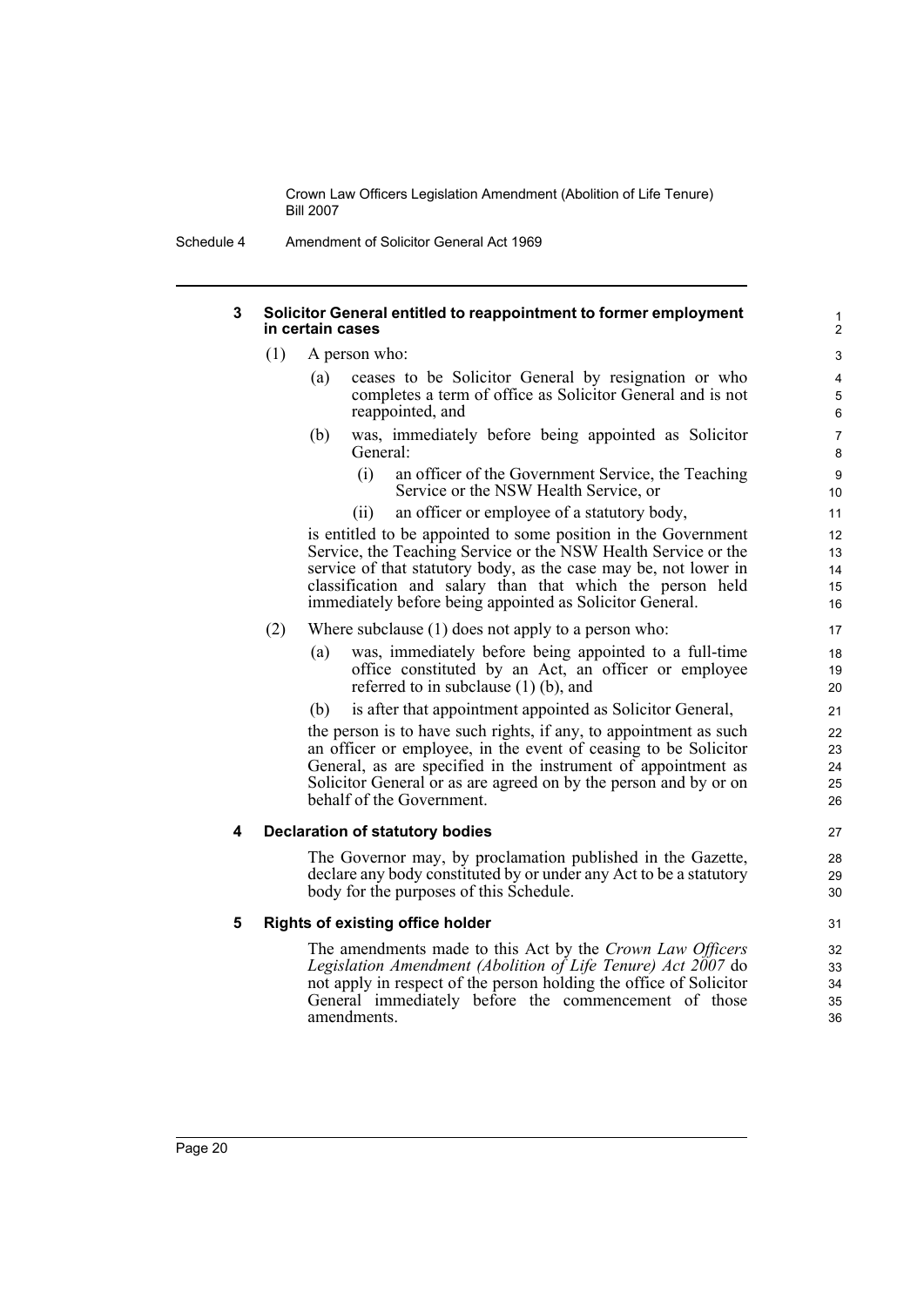### 3 Solicitor General entitled to reappointment to former employment in certain cases

(1) A person who:

(a) ceases to be Solicitor General by resignation or who completes a term of office as Solicitor General and is not reappointed, and

(b) was, immediately before being appointed as Solicitor General:

(i) an officer of the Government Service, the Teaching Service or the NSW Health Service, or

(ii) an officer or employee of a statutory body,

is entitled to be appointed to some position in the Government Service, the Teaching Service or the NSW Health Service or the service of that statutory body, as the case may be, not lower in classification and salary than that which the person held immediately before being appointed as Solicitor General.

(2) Where subclause (1) does not apply to a person who:

(a) was, immediately before being appointed to a full-time office constituted by an Act, an officer or employee referred to in subclause (1) (b), and

(b) is after that appointment appointed as Solicitor General,

the person is to have such rights, if any, to appointment as such an officer or employee, in the event of ceasing to be Solicitor General, as are specified in the instrument of appointment as Solicitor General or as are agreed on by the person and by or on behalf of the Government.

### 4 Declaration of statutory bodies

The Governor may, by proclamation published in the Gazette, declare any body constituted by or under any Act to be a statutory body for the purposes of this Schedule.

### 5 Rights of existing office holder

The amendments made to this Act by the *Crown Law Officers Legislation Amendment (Abolition of Life Tenure) Act 2007* do not apply in respect of the person holding the office of Solicitor General immediately before the commencement of those amendments.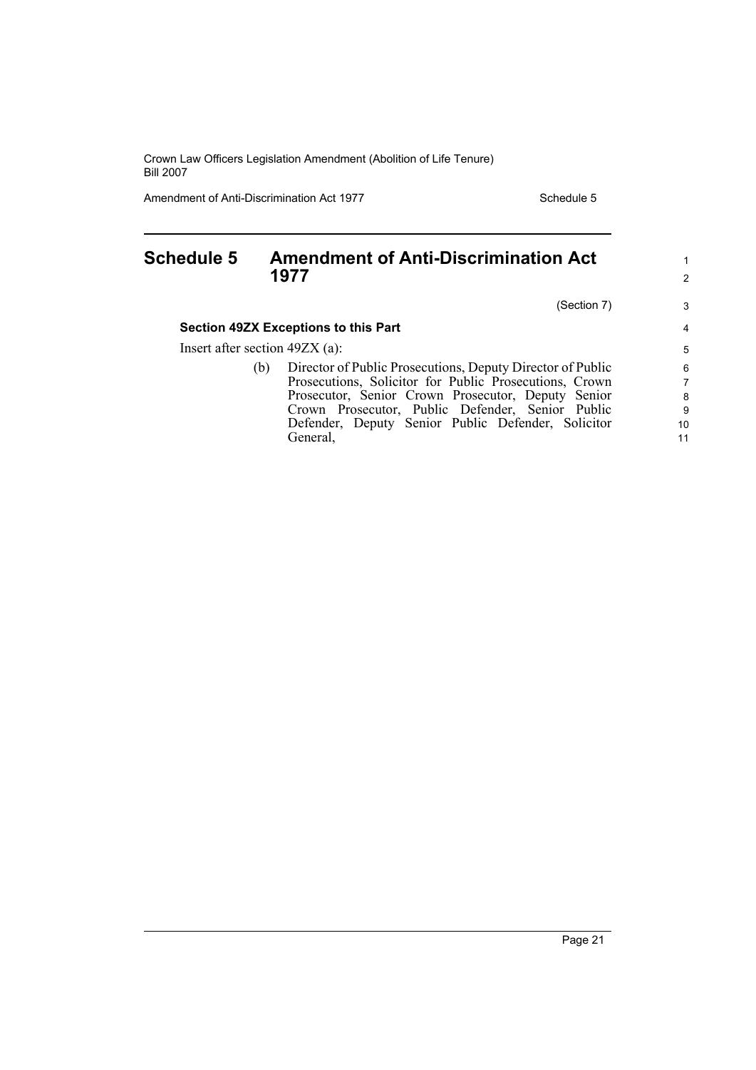# Schedule 5 Amendment of Anti-Discrimination Act 1977

(Section 7)

### Section 49ZX Exceptions to this Part

Insert after section 49ZX (a):

> (b) Director of Public Prosecutions, Deputy Director of Public Prosecutions, Solicitor for Public Prosecutions, Crown Prosecutor, Senior Crown Prosecutor, Deputy Senior Crown Prosecutor, Public Defender, Senior Public Defender, Deputy Senior Public Defender, Solicitor General,